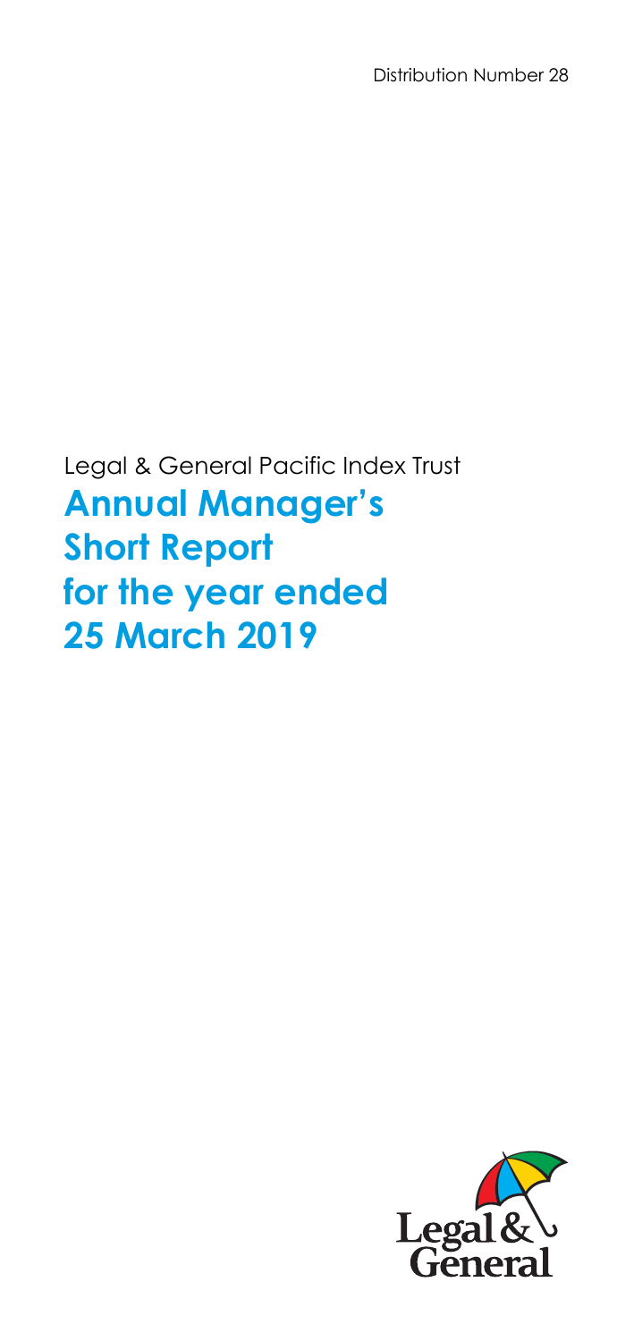Distribution Number 28

Legal & General Pacific Index Trust

# Annual Manager's Short Report for the year ended 25 March 2019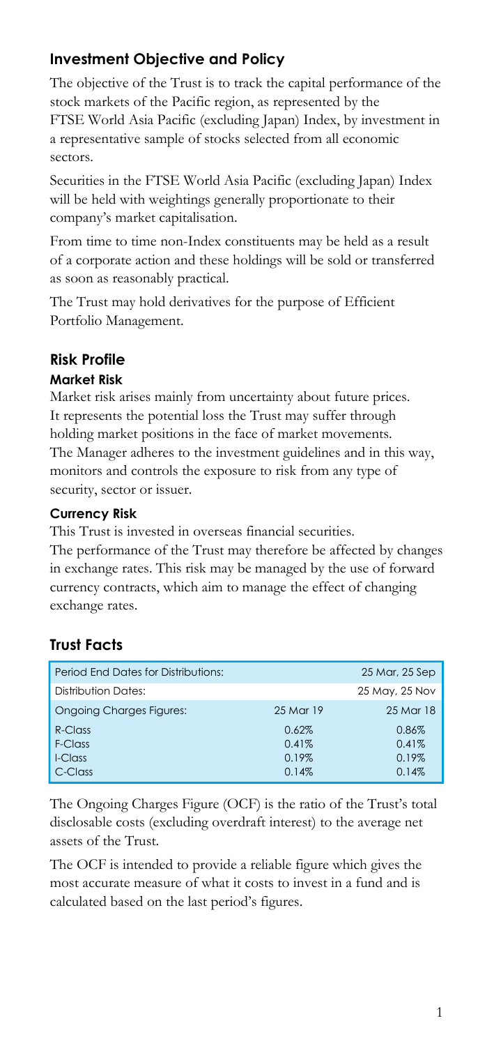## Investment Objective and Policy

The objective of the Trust is to track the capital performance of the stock markets of the Pacific region, as represented by the FTSE World Asia Pacific (excluding Japan) Index, by investment in a representative sample of stocks selected from all economic sectors.

Securities in the FTSE World Asia Pacific (excluding Japan) Index will be held with weightings generally proportionate to their company's market capitalisation.

From time to time non-Index constituents may be held as a result of a corporate action and these holdings will be sold or transferred as soon as reasonably practical.

The Trust may hold derivatives for the purpose of Efficient Portfolio Management.

## Risk Profile

### Market Risk

Market risk arises mainly from uncertainty about future prices. It represents the potential loss the Trust may suffer through holding market positions in the face of market movements. The Manager adheres to the investment guidelines and in this way, monitors and controls the exposure to risk from any type of security, sector or issuer.

### Currency Risk

This Trust is invested in overseas financial securities. The performance of the Trust may therefore be affected by changes in exchange rates. This risk may be managed by the use of forward currency contracts, which aim to manage the effect of changing exchange rates.

## Trust Facts

| Period End Dates for Distributions: | | 25 Mar, 25 Sep |
|---|---|---|
| Distribution Dates: | | 25 May, 25 Nov |
| Ongoing Charges Figures: | 25 Mar 19 | 25 Mar 18 |
| R-Class | 0.62% | 0.86% |
| F-Class | 0.41% | 0.41% |
| I-Class | 0.19% | 0.19% |
| C-Class | 0.14% | 0.14% |

The Ongoing Charges Figure (OCF) is the ratio of the Trust's total disclosable costs (excluding overdraft interest) to the average net assets of the Trust.

The OCF is intended to provide a reliable figure which gives the most accurate measure of what it costs to invest in a fund and is calculated based on the last period's figures.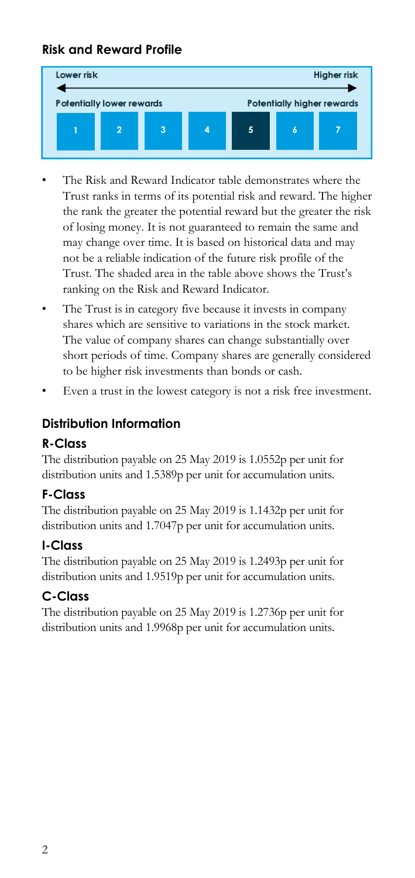## Risk and Reward Profile

| Lower risk | | | | | | Higher risk |
|---|---|---|---|---|---|---|
| Potentially lower rewards | | | | Potentially higher rewards | | |
| 1 | 2 | 3 | 4 | **5** | 6 | 7 |

- The Risk and Reward Indicator table demonstrates where the Trust ranks in terms of its potential risk and reward. The higher the rank the greater the potential reward but the greater the risk of losing money. It is not guaranteed to remain the same and may change over time. It is based on historical data and may not be a reliable indication of the future risk profile of the Trust. The shaded area in the table above shows the Trust's ranking on the Risk and Reward Indicator.
- The Trust is in category five because it invests in company shares which are sensitive to variations in the stock market. The value of company shares can change substantially over short periods of time. Company shares are generally considered to be higher risk investments than bonds or cash.
- Even a trust in the lowest category is not a risk free investment.

## Distribution Information

### R-Class

The distribution payable on 25 May 2019 is 1.0552p per unit for distribution units and 1.5389p per unit for accumulation units.

### F-Class

The distribution payable on 25 May 2019 is 1.1432p per unit for distribution units and 1.7047p per unit for accumulation units.

### I-Class

The distribution payable on 25 May 2019 is 1.2493p per unit for distribution units and 1.9519p per unit for accumulation units.

### C-Class

The distribution payable on 25 May 2019 is 1.2736p per unit for distribution units and 1.9968p per unit for accumulation units.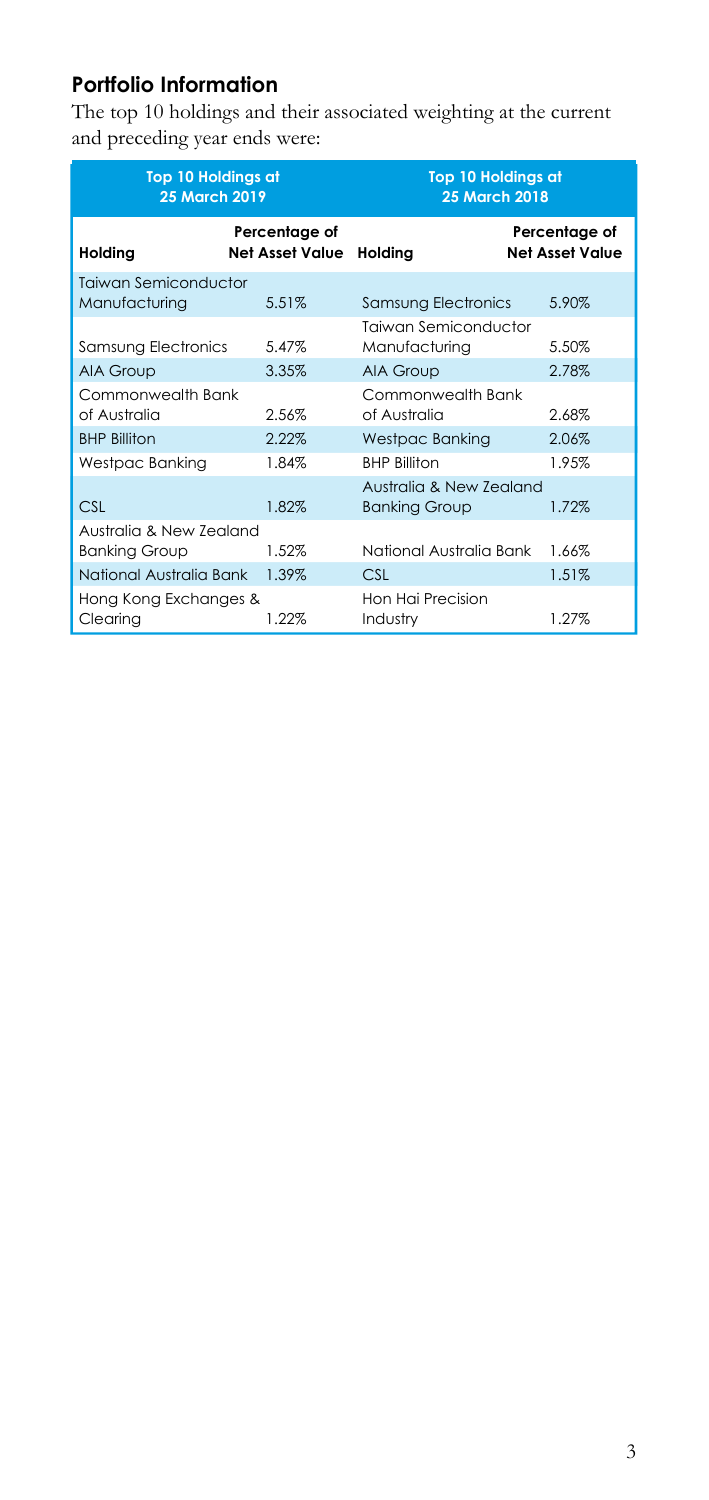## Portfolio Information

The top 10 holdings and their associated weighting at the current and preceding year ends were:

| Top 10 Holdings at 25 March 2019 | | Top 10 Holdings at 25 March 2018 | |
|---|---|---|---|
| **Holding** | **Percentage of Net Asset Value** | **Holding** | **Percentage of Net Asset Value** |
| Taiwan Semiconductor Manufacturing | 5.51% | Samsung Electronics | 5.90% |
| Samsung Electronics | 5.47% | Taiwan Semiconductor Manufacturing | 5.50% |
| AIA Group | 3.35% | AIA Group | 2.78% |
| Commonwealth Bank of Australia | 2.56% | Commonwealth Bank of Australia | 2.68% |
| BHP Billiton | 2.22% | Westpac Banking | 2.06% |
| Westpac Banking | 1.84% | BHP Billiton | 1.95% |
| CSL | 1.82% | Australia & New Zealand Banking Group | 1.72% |
| Australia & New Zealand Banking Group | 1.52% | National Australia Bank | 1.66% |
| National Australia Bank | 1.39% | CSL | 1.51% |
| Hong Kong Exchanges & Clearing | 1.22% | Hon Hai Precision Industry | 1.27% |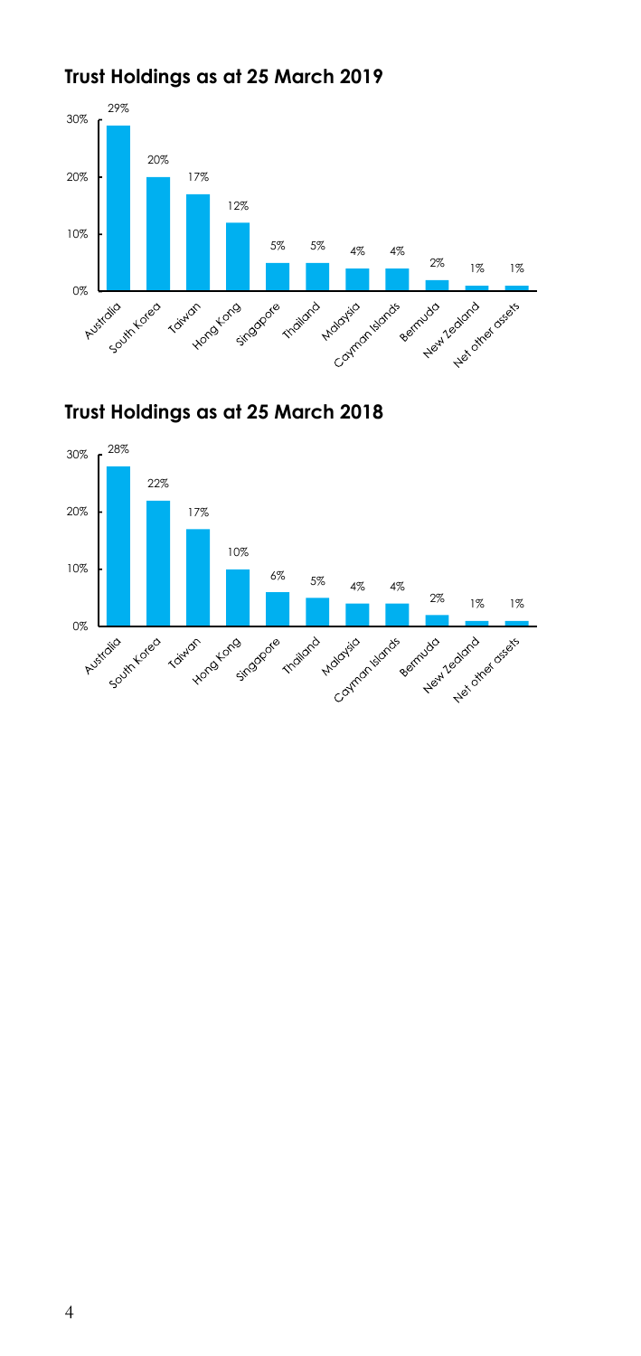## Trust Holdings as at 25 March 2019

| Country | Holding |
|---|---|
| Australia | 29% |
| South Korea | 20% |
| Taiwan | 17% |
| Hong Kong | 12% |
| Singapore | 5% |
| Thailand | 5% |
| Malaysia | 4% |
| Cayman Islands | 4% |
| Bermuda | 2% |
| New Zealand | 1% |
| Net other assets | 1% |

## Trust Holdings as at 25 March 2018

| Country | Holding |
|---|---|
| Australia | 28% |
| South Korea | 22% |
| Taiwan | 17% |
| Hong Kong | 10% |
| Singapore | 6% |
| Thailand | 5% |
| Malaysia | 4% |
| Cayman Islands | 4% |
| Bermuda | 2% |
| New Zealand | 1% |
| Net other assets | 1% |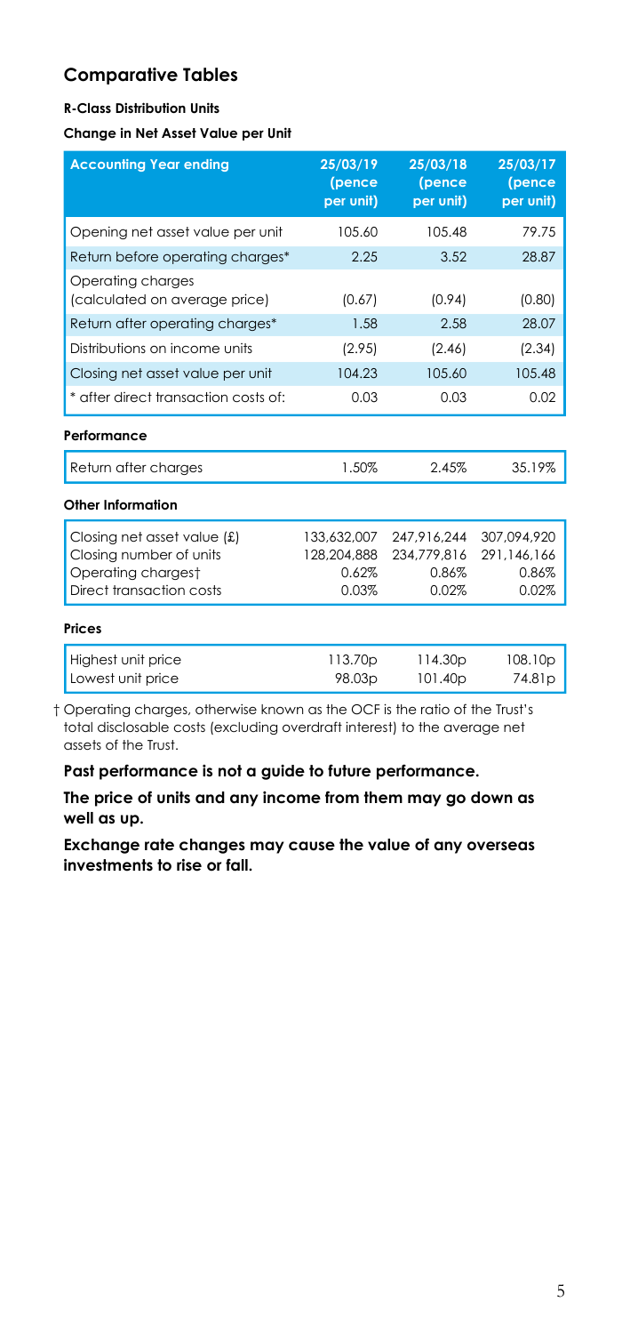## Comparative Tables

**R-Class Distribution Units**

**Change in Net Asset Value per Unit**

| Accounting Year ending | 25/03/19 (pence per unit) | 25/03/18 (pence per unit) | 25/03/17 (pence per unit) |
|---|---|---|---|
| Opening net asset value per unit | 105.60 | 105.48 | 79.75 |
| Return before operating charges* | 2.25 | 3.52 | 28.87 |
| Operating charges (calculated on average price) | (0.67) | (0.94) | (0.80) |
| Return after operating charges* | 1.58 | 2.58 | 28.07 |
| Distributions on income units | (2.95) | (2.46) | (2.34) |
| Closing net asset value per unit | 104.23 | 105.60 | 105.48 |
| * after direct transaction costs of: | 0.03 | 0.03 | 0.02 |

**Performance**

| | | | |
|---|---|---|---|
| Return after charges | 1.50% | 2.45% | 35.19% |

**Other Information**

| | | | |
|---|---|---|---|
| Closing net asset value (£) | 133,632,007 | 247,916,244 | 307,094,920 |
| Closing number of units | 128,204,888 | 234,779,816 | 291,146,166 |
| Operating charges† | 0.62% | 0.86% | 0.86% |
| Direct transaction costs | 0.03% | 0.02% | 0.02% |

**Prices**

| | | | |
|---|---|---|---|
| Highest unit price | 113.70p | 114.30p | 108.10p |
| Lowest unit price | 98.03p | 101.40p | 74.81p |

† Operating charges, otherwise known as the OCF is the ratio of the Trust's total disclosable costs (excluding overdraft interest) to the average net assets of the Trust.

**Past performance is not a guide to future performance.**

**The price of units and any income from them may go down as well as up.**

**Exchange rate changes may cause the value of any overseas investments to rise or fall.**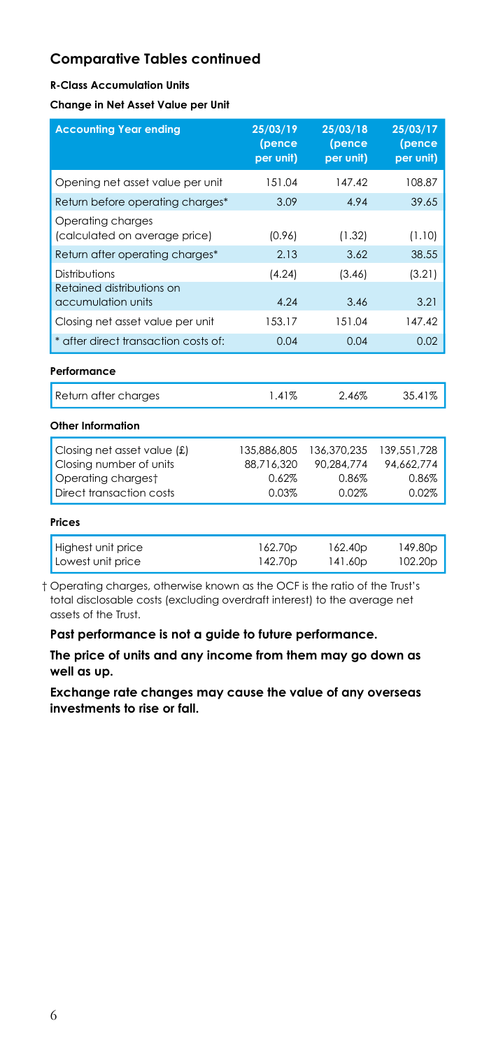## Comparative Tables continued

**R-Class Accumulation Units**

**Change in Net Asset Value per Unit**

| Accounting Year ending | 25/03/19 (pence per unit) | 25/03/18 (pence per unit) | 25/03/17 (pence per unit) |
|---|---|---|---|
| Opening net asset value per unit | 151.04 | 147.42 | 108.87 |
| Return before operating charges* | 3.09 | 4.94 | 39.65 |
| Operating charges (calculated on average price) | (0.96) | (1.32) | (1.10) |
| Return after operating charges* | 2.13 | 3.62 | 38.55 |
| Distributions | (4.24) | (3.46) | (3.21) |
| Retained distributions on accumulation units | 4.24 | 3.46 | 3.21 |
| Closing net asset value per unit | 153.17 | 151.04 | 147.42 |
| * after direct transaction costs of: | 0.04 | 0.04 | 0.02 |

**Performance**

| | | | |
|---|---|---|---|
| Return after charges | 1.41% | 2.46% | 35.41% |

**Other Information**

| | | | |
|---|---|---|---|
| Closing net asset value (£) | 135,886,805 | 136,370,235 | 139,551,728 |
| Closing number of units | 88,716,320 | 90,284,774 | 94,662,774 |
| Operating charges† | 0.62% | 0.86% | 0.86% |
| Direct transaction costs | 0.03% | 0.02% | 0.02% |

**Prices**

| | | | |
|---|---|---|---|
| Highest unit price | 162.70p | 162.40p | 149.80p |
| Lowest unit price | 142.70p | 141.60p | 102.20p |

† Operating charges, otherwise known as the OCF is the ratio of the Trust's total disclosable costs (excluding overdraft interest) to the average net assets of the Trust.

**Past performance is not a guide to future performance.**

**The price of units and any income from them may go down as well as up.**

**Exchange rate changes may cause the value of any overseas investments to rise or fall.**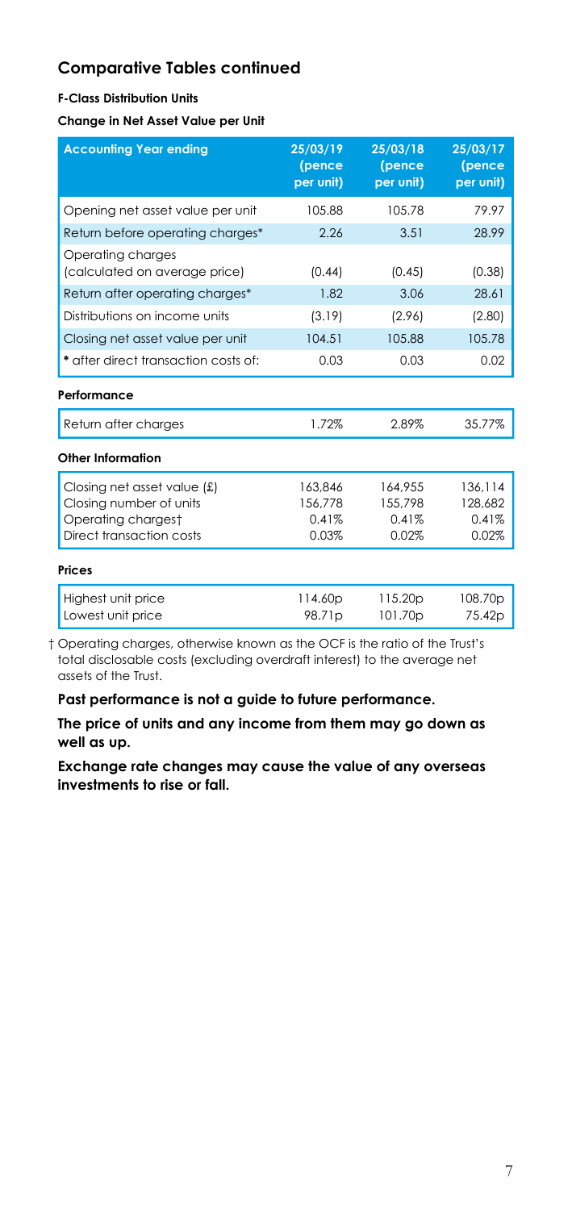## Comparative Tables continued

**F-Class Distribution Units**

**Change in Net Asset Value per Unit**

| Accounting Year ending | 25/03/19 (pence per unit) | 25/03/18 (pence per unit) | 25/03/17 (pence per unit) |
|---|---|---|---|
| Opening net asset value per unit | 105.88 | 105.78 | 79.97 |
| Return before operating charges* | 2.26 | 3.51 | 28.99 |
| Operating charges (calculated on average price) | (0.44) | (0.45) | (0.38) |
| Return after operating charges* | 1.82 | 3.06 | 28.61 |
| Distributions on income units | (3.19) | (2.96) | (2.80) |
| Closing net asset value per unit | 104.51 | 105.88 | 105.78 |
| * after direct transaction costs of: | 0.03 | 0.03 | 0.02 |
| **Performance** | | | |
| Return after charges | 1.72% | 2.89% | 35.77% |
| **Other Information** | | | |
| Closing net asset value (£) | 163,846 | 164,955 | 136,114 |
| Closing number of units | 156,778 | 155,798 | 128,682 |
| Operating charges† | 0.41% | 0.41% | 0.41% |
| Direct transaction costs | 0.03% | 0.02% | 0.02% |
| **Prices** | | | |
| Highest unit price | 114.60p | 115.20p | 108.70p |
| Lowest unit price | 98.71p | 101.70p | 75.42p |

† Operating charges, otherwise known as the OCF is the ratio of the Trust's total disclosable costs (excluding overdraft interest) to the average net assets of the Trust.

**Past performance is not a guide to future performance.**

**The price of units and any income from them may go down as well as up.**

**Exchange rate changes may cause the value of any overseas investments to rise or fall.**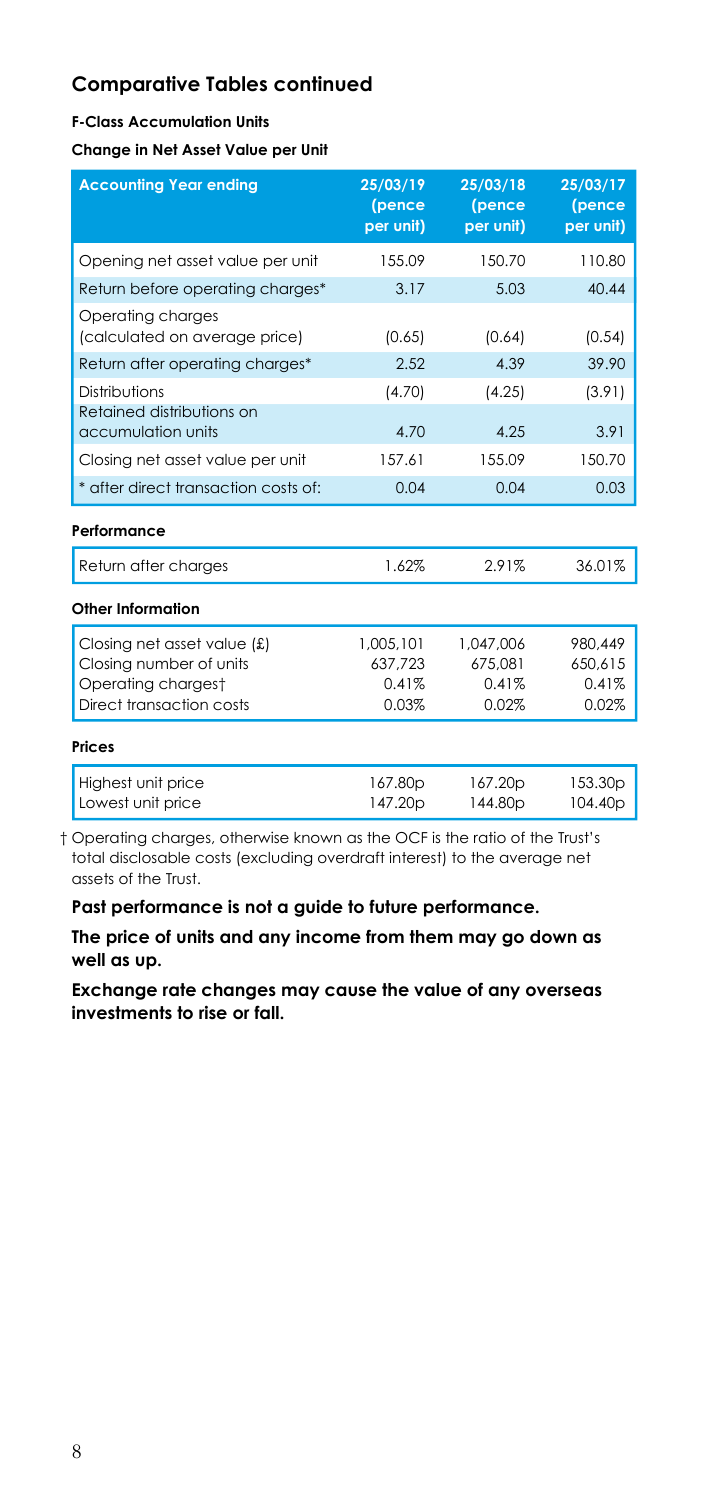## Comparative Tables continued

#### F-Class Accumulation Units

#### Change in Net Asset Value per Unit

| Accounting Year ending | 25/03/19 (pence per unit) | 25/03/18 (pence per unit) | 25/03/17 (pence per unit) |
|---|---|---|---|
| Opening net asset value per unit | 155.09 | 150.70 | 110.80 |
| Return before operating charges* | 3.17 | 5.03 | 40.44 |
| Operating charges (calculated on average price) | (0.65) | (0.64) | (0.54) |
| Return after operating charges* | 2.52 | 4.39 | 39.90 |
| Distributions | (4.70) | (4.25) | (3.91) |
| Retained distributions on accumulation units | 4.70 | 4.25 | 3.91 |
| Closing net asset value per unit | 157.61 | 155.09 | 150.70 |
| * after direct transaction costs of: | 0.04 | 0.04 | 0.03 |

#### Performance

| | | | |
|---|---|---|---|
| Return after charges | 1.62% | 2.91% | 36.01% |

#### Other Information

| | | | |
|---|---|---|---|
| Closing net asset value (£) | 1,005,101 | 1,047,006 | 980,449 |
| Closing number of units | 637,723 | 675,081 | 650,615 |
| Operating charges† | 0.41% | 0.41% | 0.41% |
| Direct transaction costs | 0.03% | 0.02% | 0.02% |

#### Prices

| | | | |
|---|---|---|---|
| Highest unit price | 167.80p | 167.20p | 153.30p |
| Lowest unit price | 147.20p | 144.80p | 104.40p |

† Operating charges, otherwise known as the OCF is the ratio of the Trust's total disclosable costs (excluding overdraft interest) to the average net assets of the Trust.

**Past performance is not a guide to future performance.**

**The price of units and any income from them may go down as well as up.**

**Exchange rate changes may cause the value of any overseas investments to rise or fall.**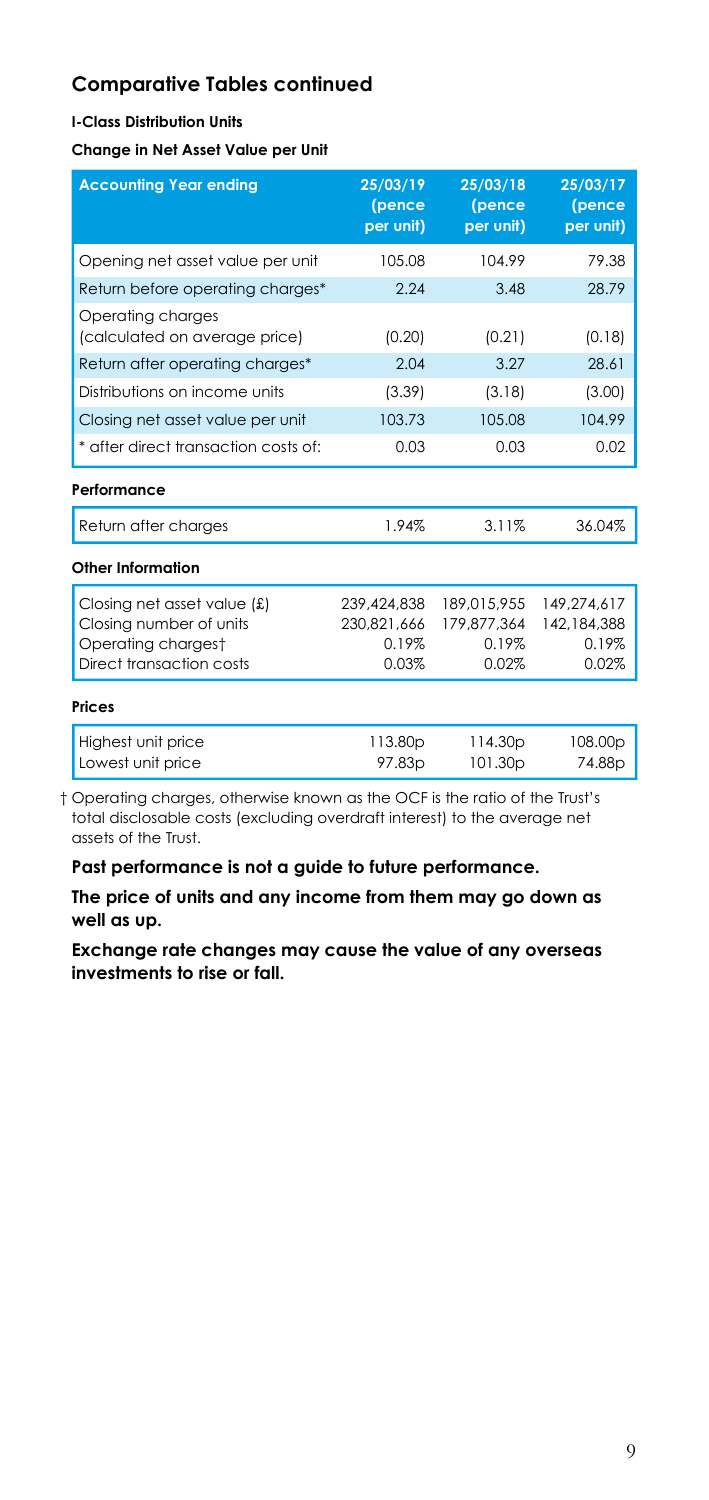## Comparative Tables continued

**I-Class Distribution Units**

**Change in Net Asset Value per Unit**

| Accounting Year ending | 25/03/19 (pence per unit) | 25/03/18 (pence per unit) | 25/03/17 (pence per unit) |
|---|---|---|---|
| Opening net asset value per unit | 105.08 | 104.99 | 79.38 |
| Return before operating charges* | 2.24 | 3.48 | 28.79 |
| Operating charges (calculated on average price) | (0.20) | (0.21) | (0.18) |
| Return after operating charges* | 2.04 | 3.27 | 28.61 |
| Distributions on income units | (3.39) | (3.18) | (3.00) |
| Closing net asset value per unit | 103.73 | 105.08 | 104.99 |
| * after direct transaction costs of: | 0.03 | 0.03 | 0.02 |
| **Performance** | | | |
| Return after charges | 1.94% | 3.11% | 36.04% |
| **Other Information** | | | |
| Closing net asset value (£) | 239,424,838 | 189,015,955 | 149,274,617 |
| Closing number of units | 230,821,666 | 179,877,364 | 142,184,388 |
| Operating charges† | 0.19% | 0.19% | 0.19% |
| Direct transaction costs | 0.03% | 0.02% | 0.02% |
| **Prices** | | | |
| Highest unit price | 113.80p | 114.30p | 108.00p |
| Lowest unit price | 97.83p | 101.30p | 74.88p |

† Operating charges, otherwise known as the OCF is the ratio of the Trust's total disclosable costs (excluding overdraft interest) to the average net assets of the Trust.

**Past performance is not a guide to future performance.**

**The price of units and any income from them may go down as well as up.**

**Exchange rate changes may cause the value of any overseas investments to rise or fall.**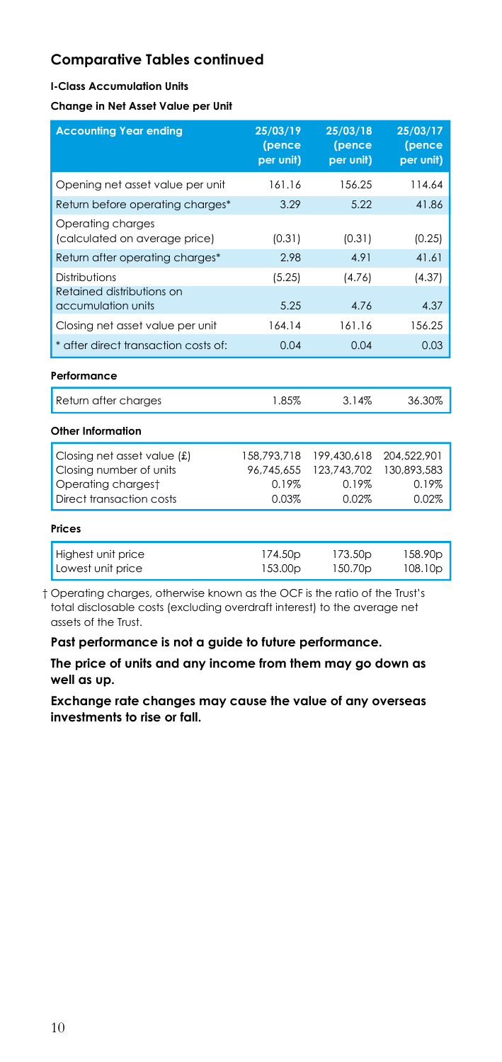## Comparative Tables continued

**I-Class Accumulation Units**

**Change in Net Asset Value per Unit**

| Accounting Year ending | 25/03/19 (pence per unit) | 25/03/18 (pence per unit) | 25/03/17 (pence per unit) |
|---|---|---|---|
| Opening net asset value per unit | 161.16 | 156.25 | 114.64 |
| Return before operating charges* | 3.29 | 5.22 | 41.86 |
| Operating charges (calculated on average price) | (0.31) | (0.31) | (0.25) |
| Return after operating charges* | 2.98 | 4.91 | 41.61 |
| Distributions | (5.25) | (4.76) | (4.37) |
| Retained distributions on accumulation units | 5.25 | 4.76 | 4.37 |
| Closing net asset value per unit | 164.14 | 161.16 | 156.25 |
| * after direct transaction costs of: | 0.04 | 0.04 | 0.03 |

**Performance**

| | | | |
|---|---|---|---|
| Return after charges | 1.85% | 3.14% | 36.30% |

**Other Information**

| | | | |
|---|---|---|---|
| Closing net asset value (£) | 158,793,718 | 199,430,618 | 204,522,901 |
| Closing number of units | 96,745,655 | 123,743,702 | 130,893,583 |
| Operating charges† | 0.19% | 0.19% | 0.19% |
| Direct transaction costs | 0.03% | 0.02% | 0.02% |

**Prices**

| | | | |
|---|---|---|---|
| Highest unit price | 174.50p | 173.50p | 158.90p |
| Lowest unit price | 153.00p | 150.70p | 108.10p |

† Operating charges, otherwise known as the OCF is the ratio of the Trust's total disclosable costs (excluding overdraft interest) to the average net assets of the Trust.

**Past performance is not a guide to future performance.**

**The price of units and any income from them may go down as well as up.**

**Exchange rate changes may cause the value of any overseas investments to rise or fall.**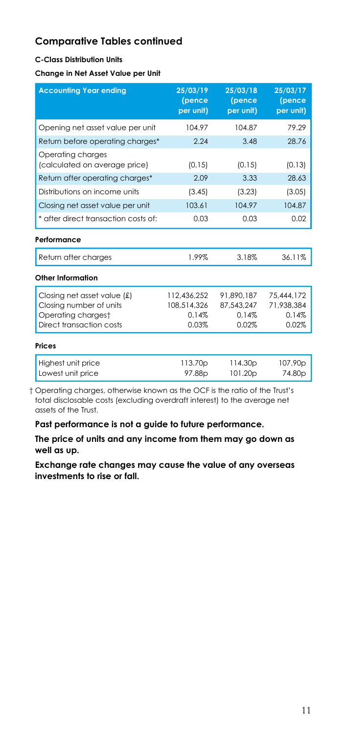## Comparative Tables continued

**C-Class Distribution Units**

**Change in Net Asset Value per Unit**

| Accounting Year ending | 25/03/19 (pence per unit) | 25/03/18 (pence per unit) | 25/03/17 (pence per unit) |
|---|---|---|---|
| Opening net asset value per unit | 104.97 | 104.87 | 79.29 |
| Return before operating charges* | 2.24 | 3.48 | 28.76 |
| Operating charges (calculated on average price) | (0.15) | (0.15) | (0.13) |
| Return after operating charges* | 2.09 | 3.33 | 28.63 |
| Distributions on income units | (3.45) | (3.23) | (3.05) |
| Closing net asset value per unit | 103.61 | 104.97 | 104.87 |
| * after direct transaction costs of: | 0.03 | 0.03 | 0.02 |

**Performance**

| | | | |
|---|---|---|---|
| Return after charges | 1.99% | 3.18% | 36.11% |

**Other Information**

| | | | |
|---|---|---|---|
| Closing net asset value (£) | 112,436,252 | 91,890,187 | 75,444,172 |
| Closing number of units | 108,514,326 | 87,543,247 | 71,938,384 |
| Operating charges† | 0.14% | 0.14% | 0.14% |
| Direct transaction costs | 0.03% | 0.02% | 0.02% |

**Prices**

| | | | |
|---|---|---|---|
| Highest unit price | 113.70p | 114.30p | 107.90p |
| Lowest unit price | 97.88p | 101.20p | 74.80p |

† Operating charges, otherwise known as the OCF is the ratio of the Trust's total disclosable costs (excluding overdraft interest) to the average net assets of the Trust.

**Past performance is not a guide to future performance.**

**The price of units and any income from them may go down as well as up.**

**Exchange rate changes may cause the value of any overseas investments to rise or fall.**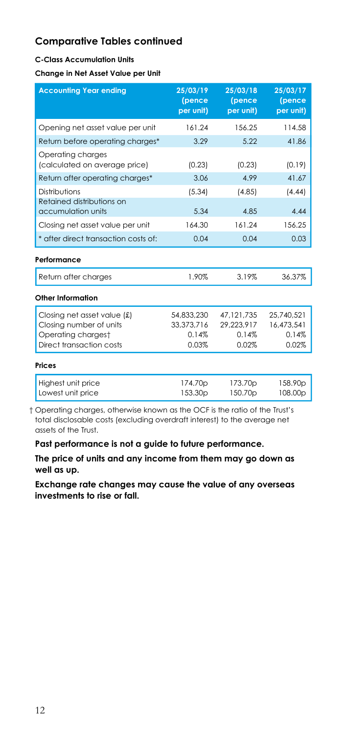## Comparative Tables continued

**C-Class Accumulation Units**

**Change in Net Asset Value per Unit**

| Accounting Year ending | 25/03/19 (pence per unit) | 25/03/18 (pence per unit) | 25/03/17 (pence per unit) |
|---|---|---|---|
| Opening net asset value per unit | 161.24 | 156.25 | 114.58 |
| Return before operating charges* | 3.29 | 5.22 | 41.86 |
| Operating charges (calculated on average price) | (0.23) | (0.23) | (0.19) |
| Return after operating charges* | 3.06 | 4.99 | 41.67 |
| Distributions | (5.34) | (4.85) | (4.44) |
| Retained distributions on accumulation units | 5.34 | 4.85 | 4.44 |
| Closing net asset value per unit | 164.30 | 161.24 | 156.25 |
| * after direct transaction costs of: | 0.04 | 0.04 | 0.03 |

**Performance**

| | | | |
|---|---|---|---|
| Return after charges | 1.90% | 3.19% | 36.37% |

**Other Information**

| | | | |
|---|---|---|---|
| Closing net asset value (£) | 54,833,230 | 47,121,735 | 25,740,521 |
| Closing number of units | 33,373,716 | 29,223,917 | 16,473,541 |
| Operating charges† | 0.14% | 0.14% | 0.14% |
| Direct transaction costs | 0.03% | 0.02% | 0.02% |

**Prices**

| | | | |
|---|---|---|---|
| Highest unit price | 174.70p | 173.70p | 158.90p |
| Lowest unit price | 153.30p | 150.70p | 108.00p |

† Operating charges, otherwise known as the OCF is the ratio of the Trust's total disclosable costs (excluding overdraft interest) to the average net assets of the Trust.

**Past performance is not a guide to future performance.**

**The price of units and any income from them may go down as well as up.**

**Exchange rate changes may cause the value of any overseas investments to rise or fall.**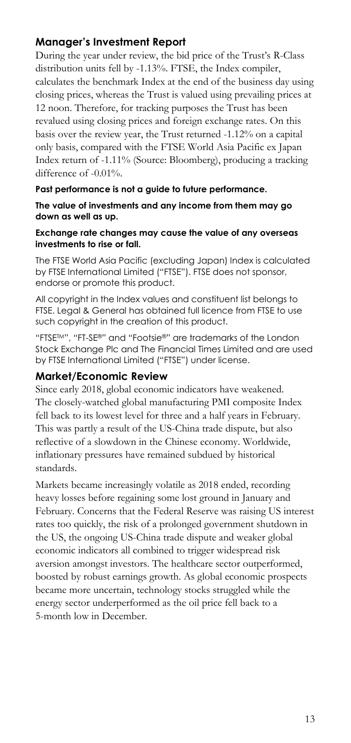## Manager's Investment Report

During the year under review, the bid price of the Trust's R-Class distribution units fell by -1.13%. FTSE, the Index compiler, calculates the benchmark Index at the end of the business day using closing prices, whereas the Trust is valued using prevailing prices at 12 noon. Therefore, for tracking purposes the Trust has been revalued using closing prices and foreign exchange rates. On this basis over the review year, the Trust returned -1.12% on a capital only basis, compared with the FTSE World Asia Pacific ex Japan Index return of -1.11% (Source: Bloomberg), producing a tracking difference of -0.01%.

**Past performance is not a guide to future performance.**

**The value of investments and any income from them may go down as well as up.**

**Exchange rate changes may cause the value of any overseas investments to rise or fall.**

The FTSE World Asia Pacific (excluding Japan) Index is calculated by FTSE International Limited ("FTSE"). FTSE does not sponsor, endorse or promote this product.

All copyright in the Index values and constituent list belongs to FTSE. Legal & General has obtained full licence from FTSE to use such copyright in the creation of this product.

"FTSE™", "FT-SE®" and "Footsie®" are trademarks of the London Stock Exchange Plc and The Financial Times Limited and are used by FTSE International Limited ("FTSE") under license.

## Market/Economic Review

Since early 2018, global economic indicators have weakened. The closely-watched global manufacturing PMI composite Index fell back to its lowest level for three and a half years in February. This was partly a result of the US-China trade dispute, but also reflective of a slowdown in the Chinese economy. Worldwide, inflationary pressures have remained subdued by historical standards.

Markets became increasingly volatile as 2018 ended, recording heavy losses before regaining some lost ground in January and February. Concerns that the Federal Reserve was raising US interest rates too quickly, the risk of a prolonged government shutdown in the US, the ongoing US-China trade dispute and weaker global economic indicators all combined to trigger widespread risk aversion amongst investors. The healthcare sector outperformed, boosted by robust earnings growth. As global economic prospects became more uncertain, technology stocks struggled while the energy sector underperformed as the oil price fell back to a 5-month low in December.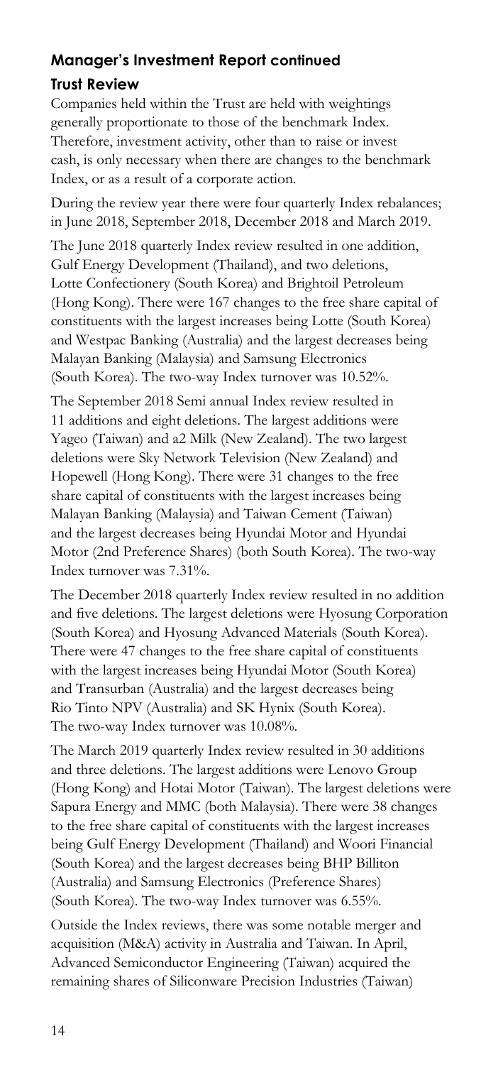## Manager's Investment Report continued

### Trust Review

Companies held within the Trust are held with weightings generally proportionate to those of the benchmark Index. Therefore, investment activity, other than to raise or invest cash, is only necessary when there are changes to the benchmark Index, or as a result of a corporate action.

During the review year there were four quarterly Index rebalances; in June 2018, September 2018, December 2018 and March 2019.

The June 2018 quarterly Index review resulted in one addition, Gulf Energy Development (Thailand), and two deletions, Lotte Confectionery (South Korea) and Brightoil Petroleum (Hong Kong). There were 167 changes to the free share capital of constituents with the largest increases being Lotte (South Korea) and Westpac Banking (Australia) and the largest decreases being Malayan Banking (Malaysia) and Samsung Electronics (South Korea). The two-way Index turnover was 10.52%.

The September 2018 Semi annual Index review resulted in 11 additions and eight deletions. The largest additions were Yageo (Taiwan) and a2 Milk (New Zealand). The two largest deletions were Sky Network Television (New Zealand) and Hopewell (Hong Kong). There were 31 changes to the free share capital of constituents with the largest increases being Malayan Banking (Malaysia) and Taiwan Cement (Taiwan) and the largest decreases being Hyundai Motor and Hyundai Motor (2nd Preference Shares) (both South Korea). The two-way Index turnover was 7.31%.

The December 2018 quarterly Index review resulted in no addition and five deletions. The largest deletions were Hyosung Corporation (South Korea) and Hyosung Advanced Materials (South Korea). There were 47 changes to the free share capital of constituents with the largest increases being Hyundai Motor (South Korea) and Transurban (Australia) and the largest decreases being Rio Tinto NPV (Australia) and SK Hynix (South Korea). The two-way Index turnover was 10.08%.

The March 2019 quarterly Index review resulted in 30 additions and three deletions. The largest additions were Lenovo Group (Hong Kong) and Hotai Motor (Taiwan). The largest deletions were Sapura Energy and MMC (both Malaysia). There were 38 changes to the free share capital of constituents with the largest increases being Gulf Energy Development (Thailand) and Woori Financial (South Korea) and the largest decreases being BHP Billiton (Australia) and Samsung Electronics (Preference Shares) (South Korea). The two-way Index turnover was 6.55%.

Outside the Index reviews, there was some notable merger and acquisition (M&A) activity in Australia and Taiwan. In April, Advanced Semiconductor Engineering (Taiwan) acquired the remaining shares of Siliconware Precision Industries (Taiwan)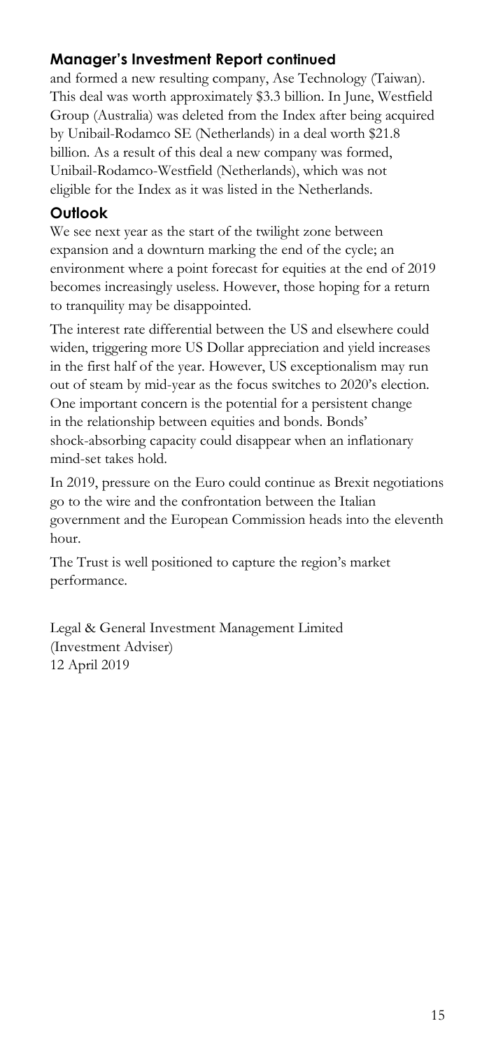## Manager's Investment Report continued

and formed a new resulting company, Ase Technology (Taiwan). This deal was worth approximately $3.3 billion. In June, Westfield Group (Australia) was deleted from the Index after being acquired by Unibail-Rodamco SE (Netherlands) in a deal worth $21.8 billion. As a result of this deal a new company was formed, Unibail-Rodamco-Westfield (Netherlands), which was not eligible for the Index as it was listed in the Netherlands.

## Outlook

We see next year as the start of the twilight zone between expansion and a downturn marking the end of the cycle; an environment where a point forecast for equities at the end of 2019 becomes increasingly useless. However, those hoping for a return to tranquility may be disappointed.

The interest rate differential between the US and elsewhere could widen, triggering more US Dollar appreciation and yield increases in the first half of the year. However, US exceptionalism may run out of steam by mid-year as the focus switches to 2020's election. One important concern is the potential for a persistent change in the relationship between equities and bonds. Bonds' shock-absorbing capacity could disappear when an inflationary mind-set takes hold.

In 2019, pressure on the Euro could continue as Brexit negotiations go to the wire and the confrontation between the Italian government and the European Commission heads into the eleventh hour.

The Trust is well positioned to capture the region's market performance.

Legal & General Investment Management Limited
(Investment Adviser)
12 April 2019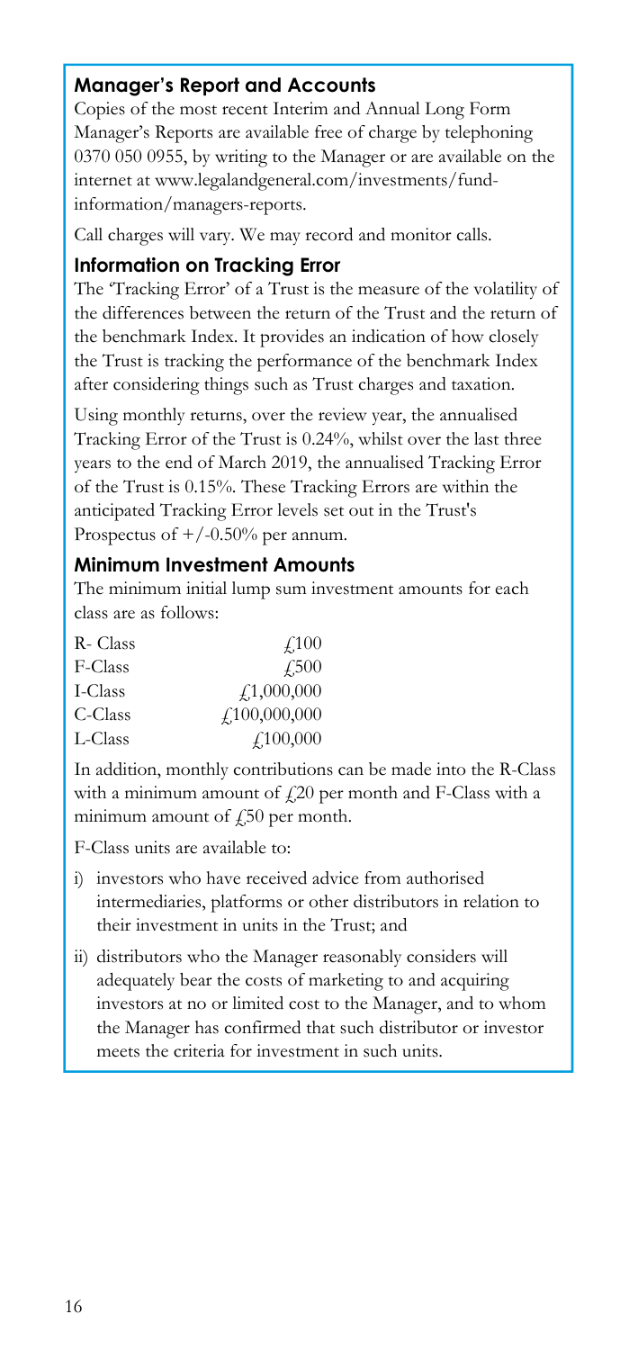## Manager's Report and Accounts

Copies of the most recent Interim and Annual Long Form Manager's Reports are available free of charge by telephoning 0370 050 0955, by writing to the Manager or are available on the internet at www.legalandgeneral.com/investments/fund-information/managers-reports.

Call charges will vary. We may record and monitor calls.

## Information on Tracking Error

The 'Tracking Error' of a Trust is the measure of the volatility of the differences between the return of the Trust and the return of the benchmark Index. It provides an indication of how closely the Trust is tracking the performance of the benchmark Index after considering things such as Trust charges and taxation.

Using monthly returns, over the review year, the annualised Tracking Error of the Trust is 0.24%, whilst over the last three years to the end of March 2019, the annualised Tracking Error of the Trust is 0.15%. These Tracking Errors are within the anticipated Tracking Error levels set out in the Trust's Prospectus of +/-0.50% per annum.

## Minimum Investment Amounts

The minimum initial lump sum investment amounts for each class are as follows:

| | |
|---|---|
| R- Class | £100 |
| F-Class | £500 |
| I-Class | £1,000,000 |
| C-Class | £100,000,000 |
| L-Class | £100,000 |

In addition, monthly contributions can be made into the R-Class with a minimum amount of £20 per month and F-Class with a minimum amount of £50 per month.

F-Class units are available to:

i) investors who have received advice from authorised intermediaries, platforms or other distributors in relation to their investment in units in the Trust; and

ii) distributors who the Manager reasonably considers will adequately bear the costs of marketing to and acquiring investors at no or limited cost to the Manager, and to whom the Manager has confirmed that such distributor or investor meets the criteria for investment in such units.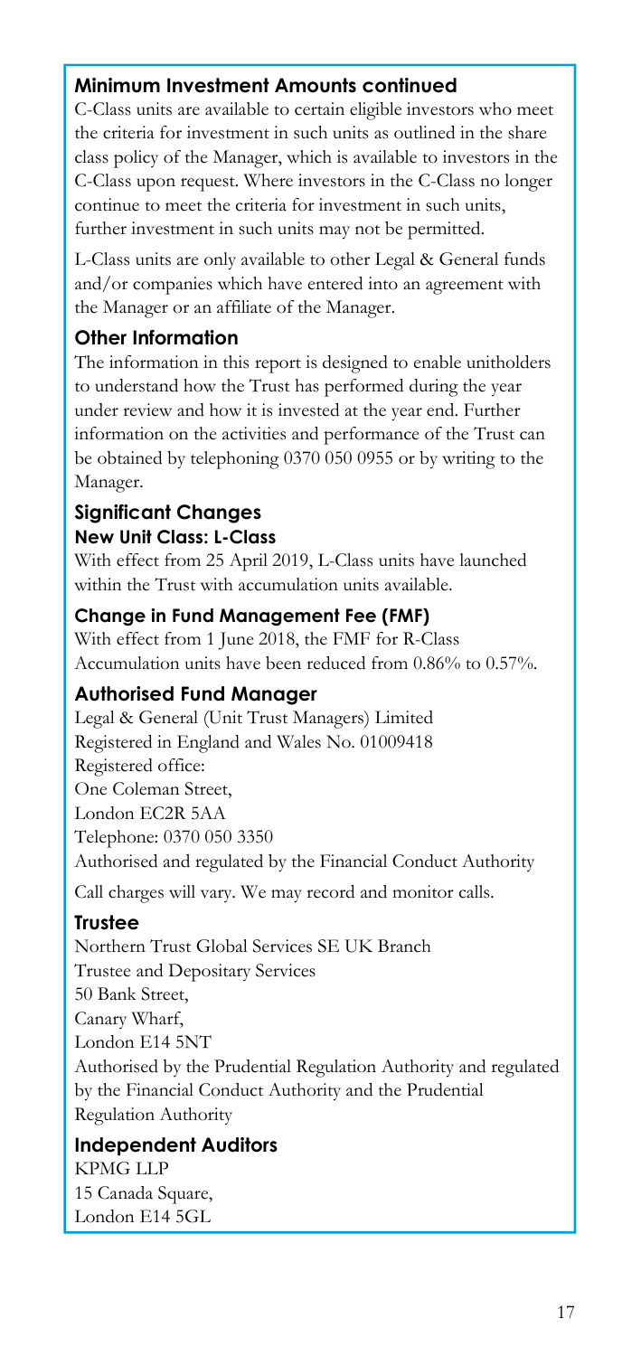## Minimum Investment Amounts continued

C-Class units are available to certain eligible investors who meet the criteria for investment in such units as outlined in the share class policy of the Manager, which is available to investors in the C-Class upon request. Where investors in the C-Class no longer continue to meet the criteria for investment in such units, further investment in such units may not be permitted.

L-Class units are only available to other Legal & General funds and/or companies which have entered into an agreement with the Manager or an affiliate of the Manager.

## Other Information

The information in this report is designed to enable unitholders to understand how the Trust has performed during the year under review and how it is invested at the year end. Further information on the activities and performance of the Trust can be obtained by telephoning 0370 050 0955 or by writing to the Manager.

## Significant Changes

### New Unit Class: L-Class

With effect from 25 April 2019, L-Class units have launched within the Trust with accumulation units available.

### Change in Fund Management Fee (FMF)

With effect from 1 June 2018, the FMF for R-Class Accumulation units have been reduced from 0.86% to 0.57%.

## Authorised Fund Manager

Legal & General (Unit Trust Managers) Limited
Registered in England and Wales No. 01009418
Registered office:
One Coleman Street,
London EC2R 5AA
Telephone: 0370 050 3350
Authorised and regulated by the Financial Conduct Authority

Call charges will vary. We may record and monitor calls.

## Trustee

Northern Trust Global Services SE UK Branch
Trustee and Depositary Services
50 Bank Street,
Canary Wharf,
London E14 5NT
Authorised by the Prudential Regulation Authority and regulated by the Financial Conduct Authority and the Prudential Regulation Authority

## Independent Auditors

KPMG LLP
15 Canada Square,
London E14 5GL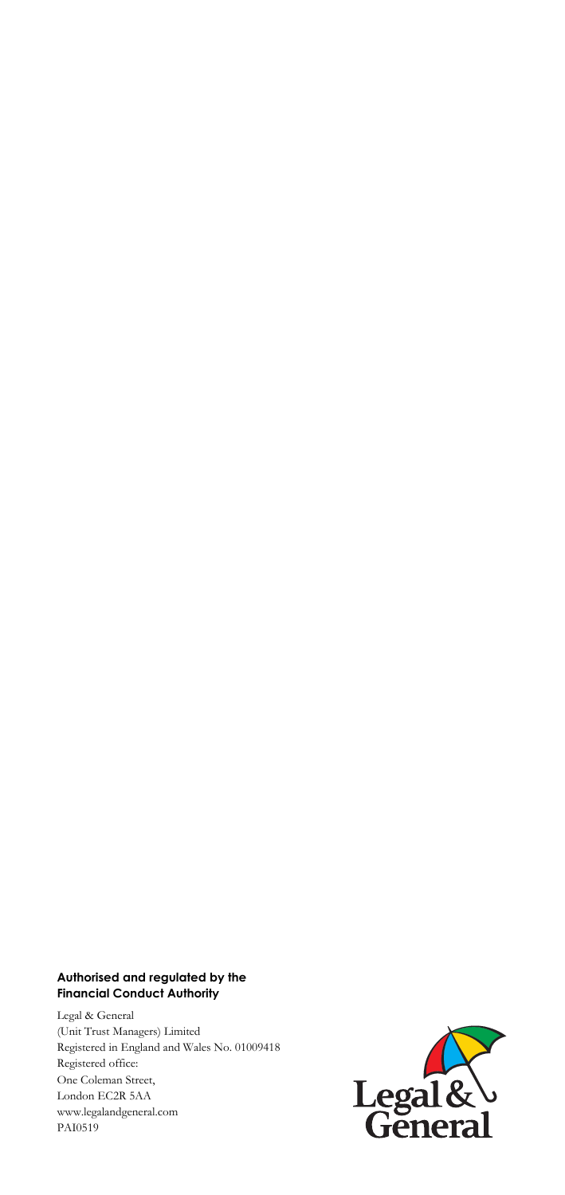**Authorised and regulated by the Financial Conduct Authority**

Legal & General
(Unit Trust Managers) Limited
Registered in England and Wales No. 01009418
Registered office:
One Coleman Street,
London EC2R 5AA
www.legalandgeneral.com
PAI0519